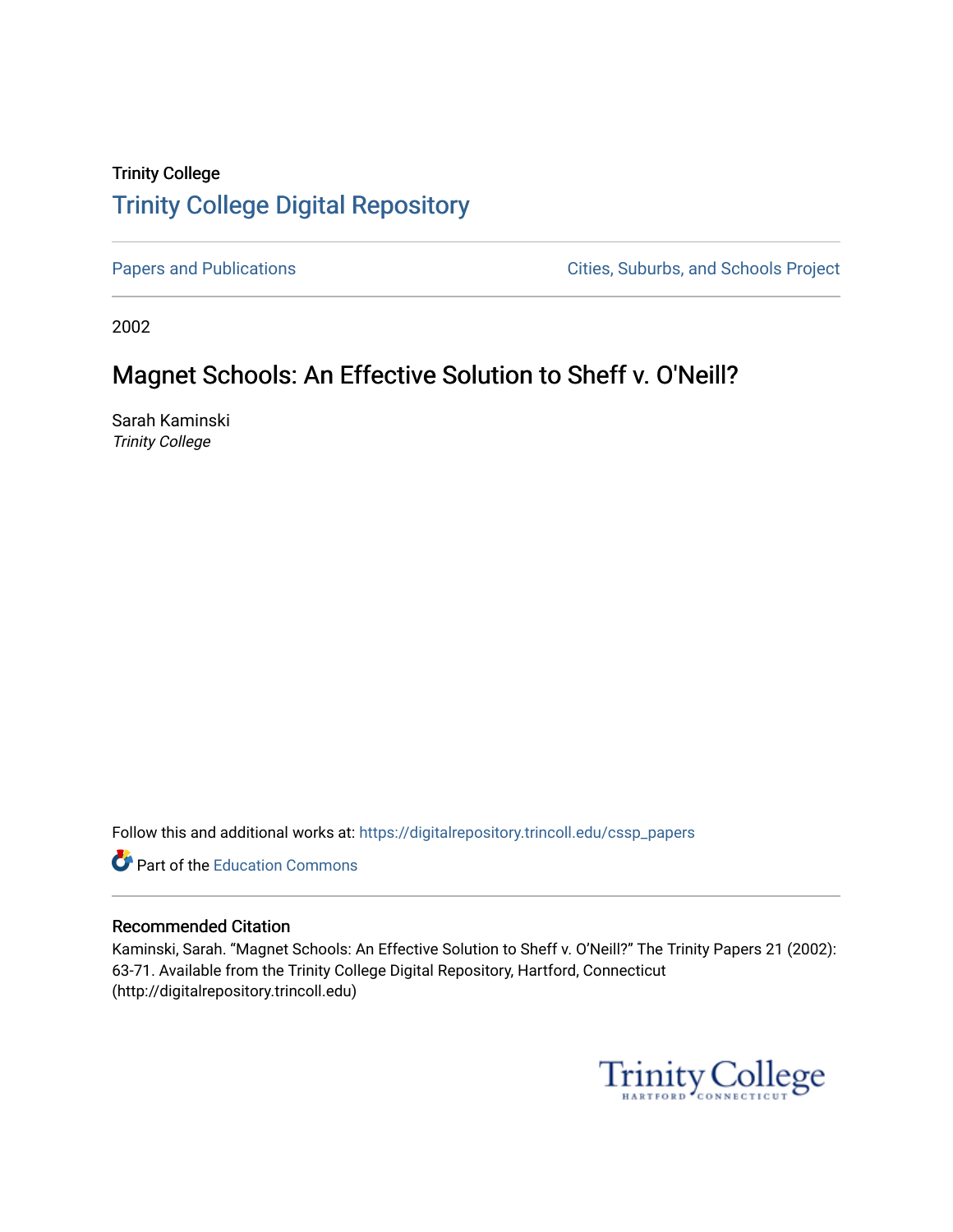Trinity College

# Trinity College Digital Repository

Papers and Publications Cities, Suburbs, and Schools Project

2002

## Magnet Schools: An Effective Solution to Sheff v. O'Neill?

Sarah Kaminski
*Trinity College*

Follow this and additional works at: https://digitalrepository.trincoll.edu/cssp_papers

Part of the Education Commons

### Recommended Citation

Kaminski, Sarah. "Magnet Schools: An Effective Solution to Sheff v. O'Neill?" The Trinity Papers 21 (2002): 63-71. Available from the Trinity College Digital Repository, Hartford, Connecticut (http://digitalrepository.trincoll.edu)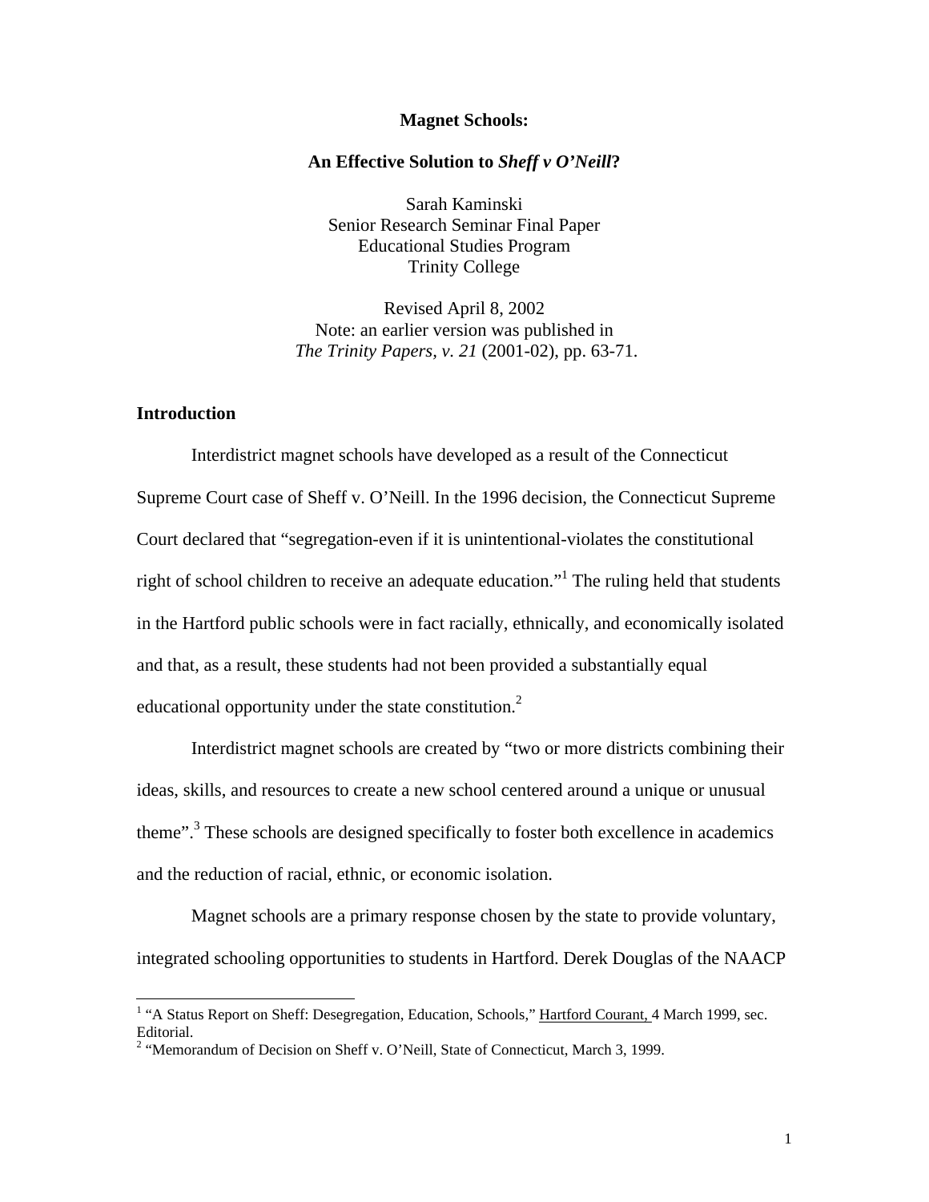**Magnet Schools:**

**An Effective Solution to *Sheff v O'Neill*?**

Sarah Kaminski
Senior Research Seminar Final Paper
Educational Studies Program
Trinity College

Revised April 8, 2002
Note: an earlier version was published in
*The Trinity Papers, v. 21* (2001-02), pp. 63-71.

## Introduction

Interdistrict magnet schools have developed as a result of the Connecticut Supreme Court case of Sheff v. O'Neill. In the 1996 decision, the Connecticut Supreme Court declared that "segregation-even if it is unintentional-violates the constitutional right of school children to receive an adequate education."[1] The ruling held that students in the Hartford public schools were in fact racially, ethnically, and economically isolated and that, as a result, these students had not been provided a substantially equal educational opportunity under the state constitution.[2]

Interdistrict magnet schools are created by "two or more districts combining their ideas, skills, and resources to create a new school centered around a unique or unusual theme".[3] These schools are designed specifically to foster both excellence in academics and the reduction of racial, ethnic, or economic isolation.

Magnet schools are a primary response chosen by the state to provide voluntary, integrated schooling opportunities to students in Hartford. Derek Douglas of the NAACP

---

[1] "A Status Report on Sheff: Desegregation, Education, Schools," Hartford Courant, 4 March 1999, sec. Editorial.
[2] "Memorandum of Decision on Sheff v. O'Neill, State of Connecticut, March 3, 1999.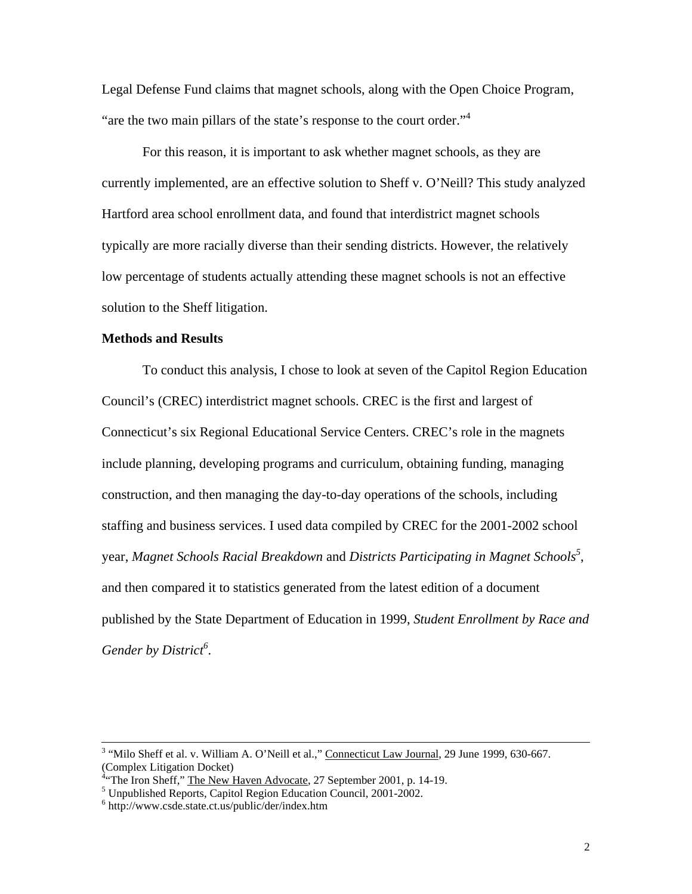Legal Defense Fund claims that magnet schools, along with the Open Choice Program, "are the two main pillars of the state's response to the court order."[4]

For this reason, it is important to ask whether magnet schools, as they are currently implemented, are an effective solution to Sheff v. O'Neill? This study analyzed Hartford area school enrollment data, and found that interdistrict magnet schools typically are more racially diverse than their sending districts. However, the relatively low percentage of students actually attending these magnet schools is not an effective solution to the Sheff litigation.

**Methods and Results**

To conduct this analysis, I chose to look at seven of the Capitol Region Education Council's (CREC) interdistrict magnet schools. CREC is the first and largest of Connecticut's six Regional Educational Service Centers. CREC's role in the magnets include planning, developing programs and curriculum, obtaining funding, managing construction, and then managing the day-to-day operations of the schools, including staffing and business services. I used data compiled by CREC for the 2001-2002 school year, *Magnet Schools Racial Breakdown* and *Districts Participating in Magnet Schools*[5], and then compared it to statistics generated from the latest edition of a document published by the State Department of Education in 1999, *Student Enrollment by Race and Gender by District*[6].

---

[3] "Milo Sheff et al. v. William A. O'Neill et al.," Connecticut Law Journal, 29 June 1999, 630-667. (Complex Litigation Docket)

[4] "The Iron Sheff," The New Haven Advocate, 27 September 2001, p. 14-19.

[5] Unpublished Reports, Capitol Region Education Council, 2001-2002.

[6] http://www.csde.state.ct.us/public/der/index.htm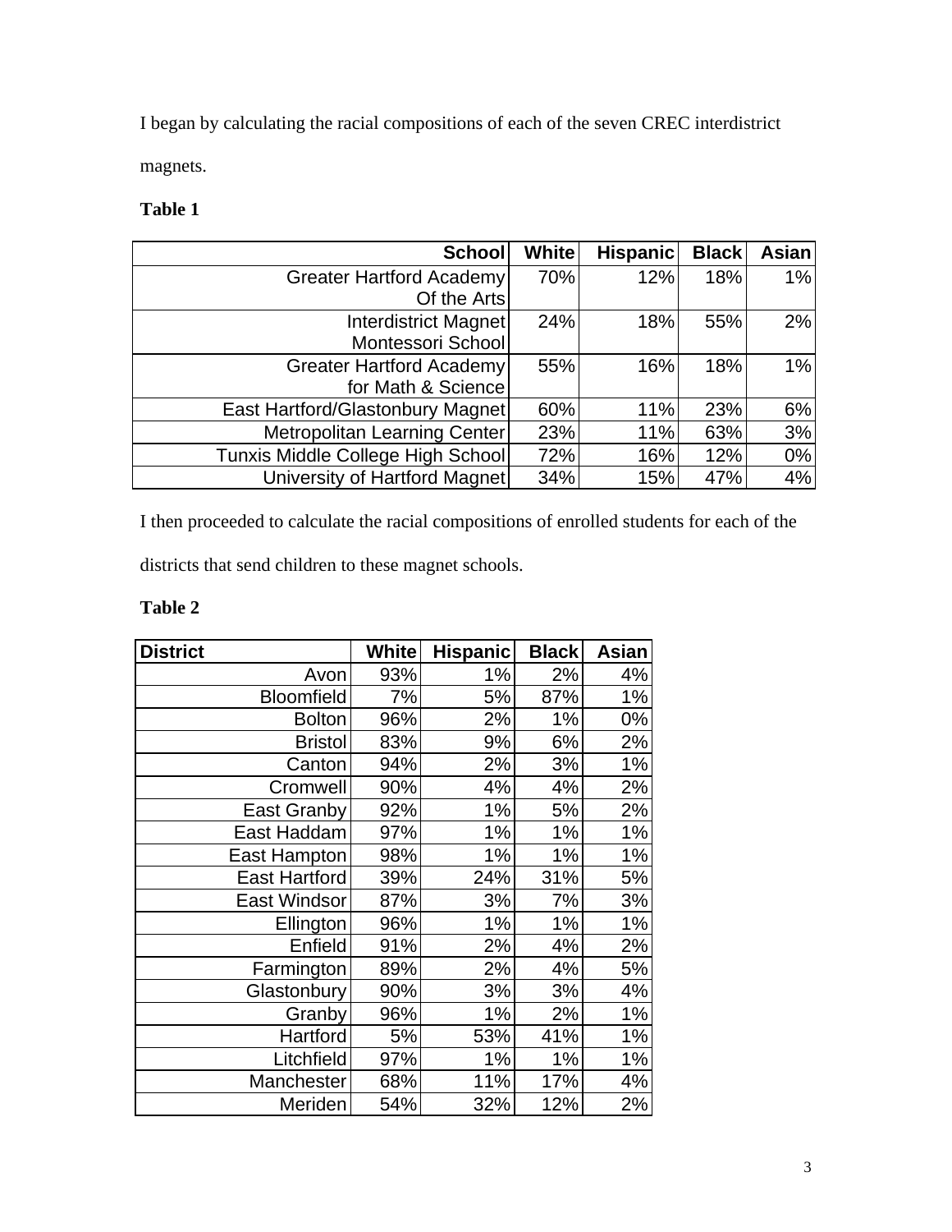I began by calculating the racial compositions of each of the seven CREC interdistrict magnets.

**Table 1**

| School | White | Hispanic | Black | Asian |
|---|---|---|---|---|
| Greater Hartford Academy Of the Arts | 70% | 12% | 18% | 1% |
| Interdistrict Magnet Montessori School | 24% | 18% | 55% | 2% |
| Greater Hartford Academy for Math & Science | 55% | 16% | 18% | 1% |
| East Hartford/Glastonbury Magnet | 60% | 11% | 23% | 6% |
| Metropolitan Learning Center | 23% | 11% | 63% | 3% |
| Tunxis Middle College High School | 72% | 16% | 12% | 0% |
| University of Hartford Magnet | 34% | 15% | 47% | 4% |

I then proceeded to calculate the racial compositions of enrolled students for each of the districts that send children to these magnet schools.

**Table 2**

| District | White | Hispanic | Black | Asian |
|---|---|---|---|---|
| Avon | 93% | 1% | 2% | 4% |
| Bloomfield | 7% | 5% | 87% | 1% |
| Bolton | 96% | 2% | 1% | 0% |
| Bristol | 83% | 9% | 6% | 2% |
| Canton | 94% | 2% | 3% | 1% |
| Cromwell | 90% | 4% | 4% | 2% |
| East Granby | 92% | 1% | 5% | 2% |
| East Haddam | 97% | 1% | 1% | 1% |
| East Hampton | 98% | 1% | 1% | 1% |
| East Hartford | 39% | 24% | 31% | 5% |
| East Windsor | 87% | 3% | 7% | 3% |
| Ellington | 96% | 1% | 1% | 1% |
| Enfield | 91% | 2% | 4% | 2% |
| Farmington | 89% | 2% | 4% | 5% |
| Glastonbury | 90% | 3% | 3% | 4% |
| Granby | 96% | 1% | 2% | 1% |
| Hartford | 5% | 53% | 41% | 1% |
| Litchfield | 97% | 1% | 1% | 1% |
| Manchester | 68% | 11% | 17% | 4% |
| Meriden | 54% | 32% | 12% | 2% |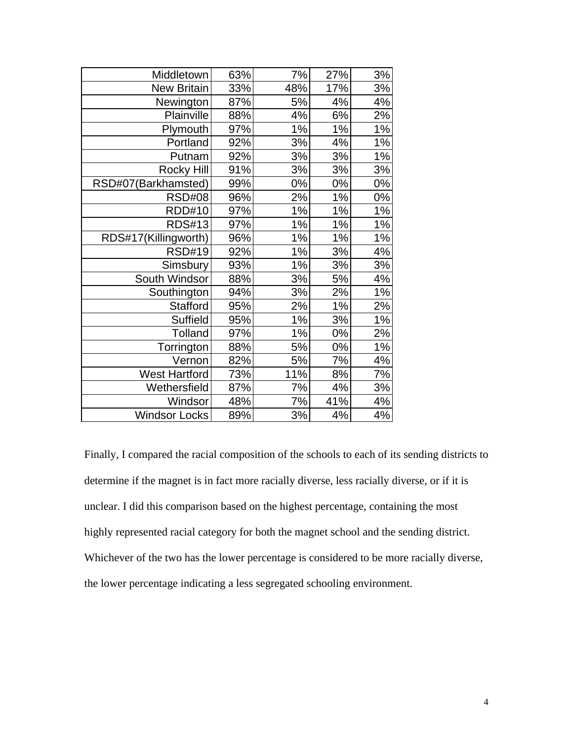| | | | | |
|---|---|---|---|---|
| Middletown | 63% | 7% | 27% | 3% |
| New Britain | 33% | 48% | 17% | 3% |
| Newington | 87% | 5% | 4% | 4% |
| Plainville | 88% | 4% | 6% | 2% |
| Plymouth | 97% | 1% | 1% | 1% |
| Portland | 92% | 3% | 4% | 1% |
| Putnam | 92% | 3% | 3% | 1% |
| Rocky Hill | 91% | 3% | 3% | 3% |
| RSD#07(Barkhamsted) | 99% | 0% | 0% | 0% |
| RSD#08 | 96% | 2% | 1% | 0% |
| RDD#10 | 97% | 1% | 1% | 1% |
| RDS#13 | 97% | 1% | 1% | 1% |
| RDS#17(Killingworth) | 96% | 1% | 1% | 1% |
| RSD#19 | 92% | 1% | 3% | 4% |
| Simsbury | 93% | 1% | 3% | 3% |
| South Windsor | 88% | 3% | 5% | 4% |
| Southington | 94% | 3% | 2% | 1% |
| Stafford | 95% | 2% | 1% | 2% |
| Suffield | 95% | 1% | 3% | 1% |
| Tolland | 97% | 1% | 0% | 2% |
| Torrington | 88% | 5% | 0% | 1% |
| Vernon | 82% | 5% | 7% | 4% |
| West Hartford | 73% | 11% | 8% | 7% |
| Wethersfield | 87% | 7% | 4% | 3% |
| Windsor | 48% | 7% | 41% | 4% |
| Windsor Locks | 89% | 3% | 4% | 4% |

Finally, I compared the racial composition of the schools to each of its sending districts to determine if the magnet is in fact more racially diverse, less racially diverse, or if it is unclear. I did this comparison based on the highest percentage, containing the most highly represented racial category for both the magnet school and the sending district. Whichever of the two has the lower percentage is considered to be more racially diverse, the lower percentage indicating a less segregated schooling environment.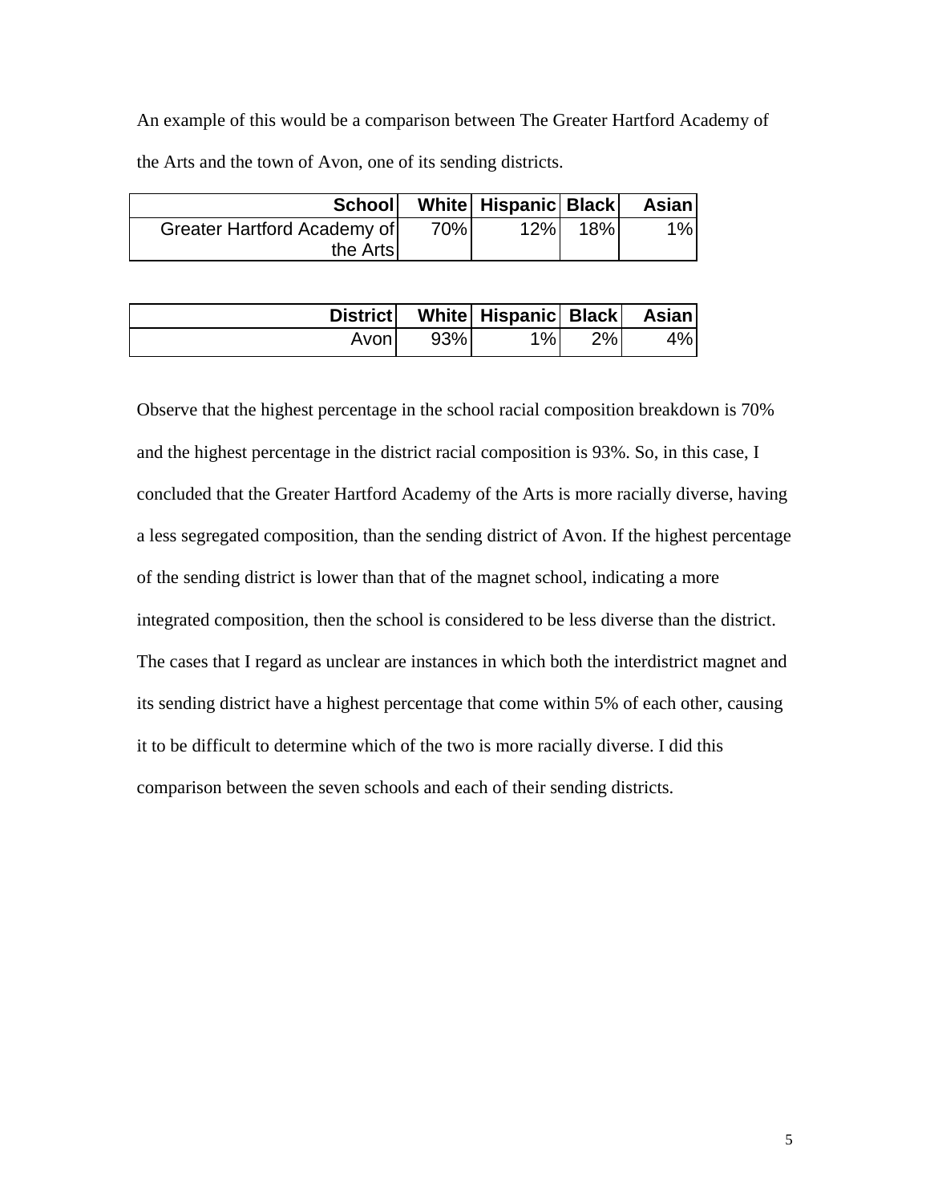An example of this would be a comparison between The Greater Hartford Academy of the Arts and the town of Avon, one of its sending districts.

| School | White | Hispanic | Black | Asian |
|---|---|---|---|---|
| Greater Hartford Academy of the Arts | 70% | 12% | 18% | 1% |

| District | White | Hispanic | Black | Asian |
|---|---|---|---|---|
| Avon | 93% | 1% | 2% | 4% |

Observe that the highest percentage in the school racial composition breakdown is 70% and the highest percentage in the district racial composition is 93%. So, in this case, I concluded that the Greater Hartford Academy of the Arts is more racially diverse, having a less segregated composition, than the sending district of Avon. If the highest percentage of the sending district is lower than that of the magnet school, indicating a more integrated composition, then the school is considered to be less diverse than the district. The cases that I regard as unclear are instances in which both the interdistrict magnet and its sending district have a highest percentage that come within 5% of each other, causing it to be difficult to determine which of the two is more racially diverse. I did this comparison between the seven schools and each of their sending districts.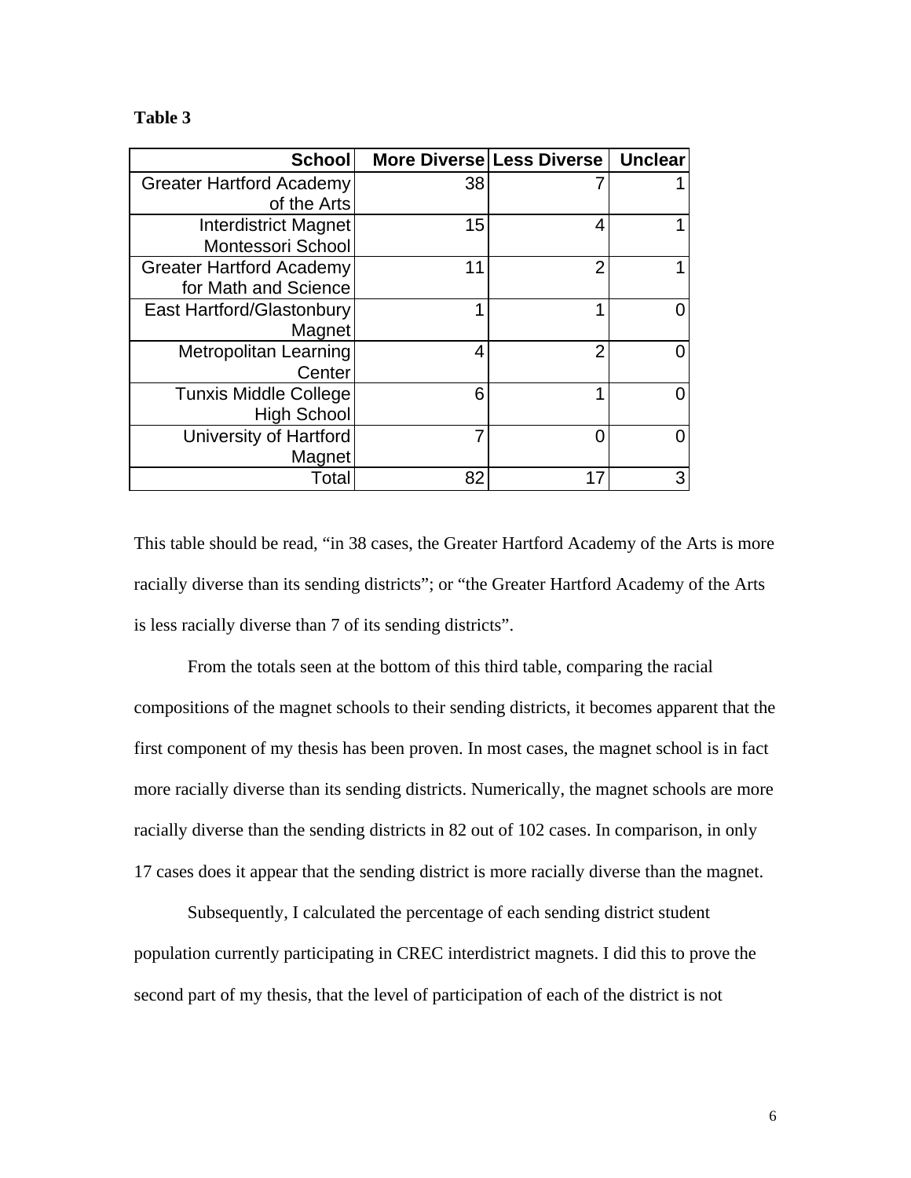**Table 3**

| School | More Diverse | Less Diverse | Unclear |
|---|---|---|---|
| Greater Hartford Academy of the Arts | 38 | 7 | 1 |
| Interdistrict Magnet Montessori School | 15 | 4 | 1 |
| Greater Hartford Academy for Math and Science | 11 | 2 | 1 |
| East Hartford/Glastonbury Magnet | 1 | 1 | 0 |
| Metropolitan Learning Center | 4 | 2 | 0 |
| Tunxis Middle College High School | 6 | 1 | 0 |
| University of Hartford Magnet | 7 | 0 | 0 |
| Total | 82 | 17 | 3 |

This table should be read, "in 38 cases, the Greater Hartford Academy of the Arts is more racially diverse than its sending districts"; or "the Greater Hartford Academy of the Arts is less racially diverse than 7 of its sending districts".

From the totals seen at the bottom of this third table, comparing the racial compositions of the magnet schools to their sending districts, it becomes apparent that the first component of my thesis has been proven. In most cases, the magnet school is in fact more racially diverse than its sending districts. Numerically, the magnet schools are more racially diverse than the sending districts in 82 out of 102 cases. In comparison, in only 17 cases does it appear that the sending district is more racially diverse than the magnet.

Subsequently, I calculated the percentage of each sending district student population currently participating in CREC interdistrict magnets. I did this to prove the second part of my thesis, that the level of participation of each of the district is not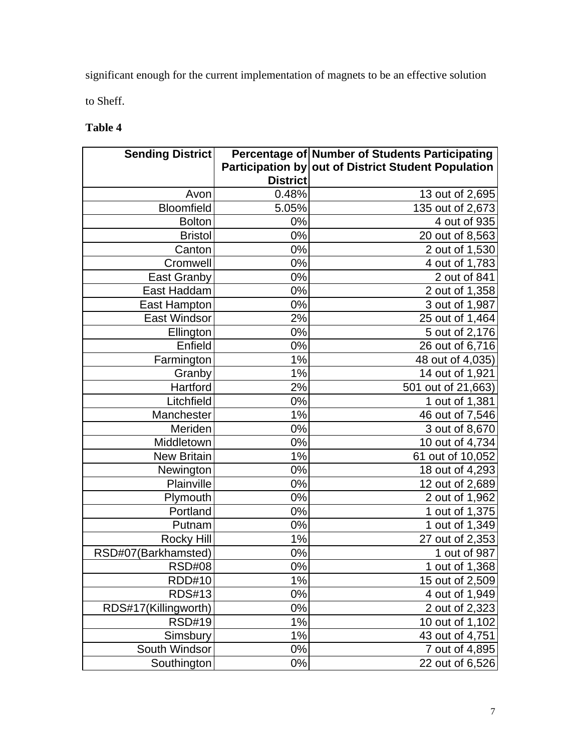significant enough for the current implementation of magnets to be an effective solution to Sheff.

**Table 4**

| Sending District | Percentage of Participation by District | Number of Students Participating out of District Student Population |
|---|---|---|
| Avon | 0.48% | 13 out of 2,695 |
| Bloomfield | 5.05% | 135 out of 2,673 |
| Bolton | 0% | 4 out of 935 |
| Bristol | 0% | 20 out of 8,563 |
| Canton | 0% | 2 out of 1,530 |
| Cromwell | 0% | 4 out of 1,783 |
| East Granby | 0% | 2 out of 841 |
| East Haddam | 0% | 2 out of 1,358 |
| East Hampton | 0% | 3 out of 1,987 |
| East Windsor | 2% | 25 out of 1,464 |
| Ellington | 0% | 5 out of 2,176 |
| Enfield | 0% | 26 out of 6,716 |
| Farmington | 1% | 48 out of 4,035) |
| Granby | 1% | 14 out of 1,921 |
| Hartford | 2% | 501 out of 21,663) |
| Litchfield | 0% | 1 out of 1,381 |
| Manchester | 1% | 46 out of 7,546 |
| Meriden | 0% | 3 out of 8,670 |
| Middletown | 0% | 10 out of 4,734 |
| New Britain | 1% | 61 out of 10,052 |
| Newington | 0% | 18 out of 4,293 |
| Plainville | 0% | 12 out of 2,689 |
| Plymouth | 0% | 2 out of 1,962 |
| Portland | 0% | 1 out of 1,375 |
| Putnam | 0% | 1 out of 1,349 |
| Rocky Hill | 1% | 27 out of 2,353 |
| RSD#07(Barkhamsted) | 0% | 1 out of 987 |
| RSD#08 | 0% | 1 out of 1,368 |
| RDD#10 | 1% | 15 out of 2,509 |
| RDS#13 | 0% | 4 out of 1,949 |
| RDS#17(Killingworth) | 0% | 2 out of 2,323 |
| RSD#19 | 1% | 10 out of 1,102 |
| Simsbury | 1% | 43 out of 4,751 |
| South Windsor | 0% | 7 out of 4,895 |
| Southington | 0% | 22 out of 6,526 |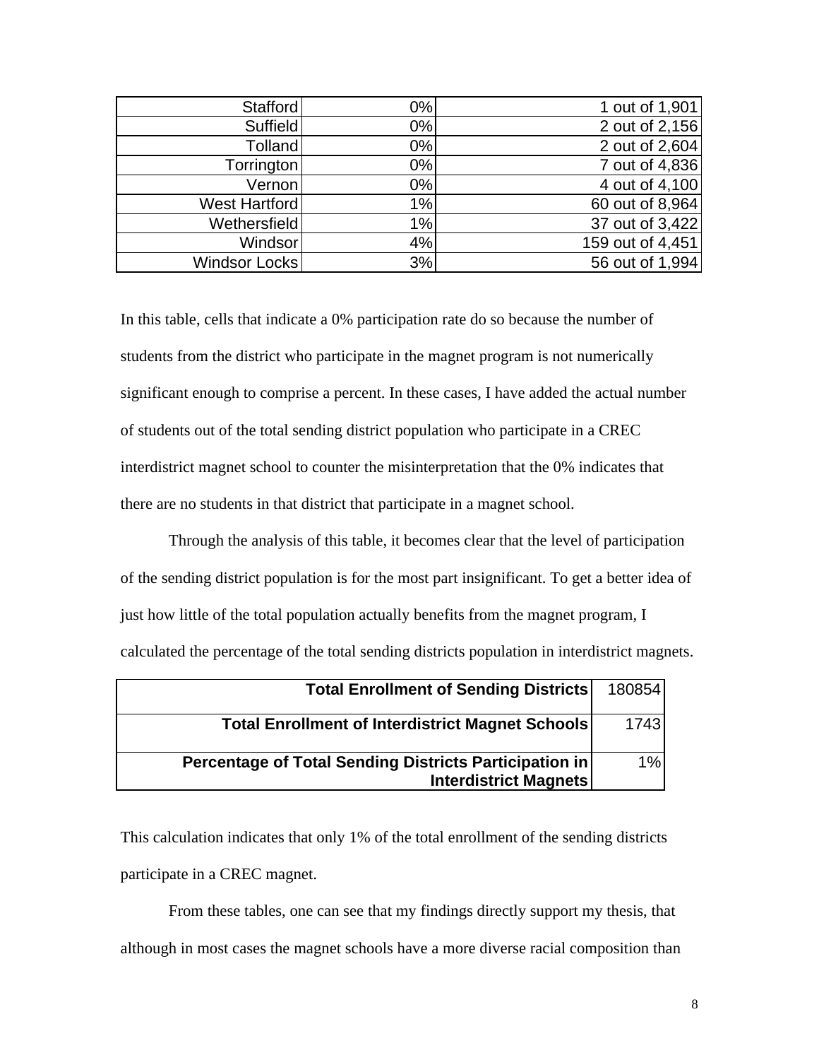| | | |
|---|---|---|
| Stafford | 0% | 1 out of 1,901 |
| Suffield | 0% | 2 out of 2,156 |
| Tolland | 0% | 2 out of 2,604 |
| Torrington | 0% | 7 out of 4,836 |
| Vernon | 0% | 4 out of 4,100 |
| West Hartford | 1% | 60 out of 8,964 |
| Wethersfield | 1% | 37 out of 3,422 |
| Windsor | 4% | 159 out of 4,451 |
| Windsor Locks | 3% | 56 out of 1,994 |

In this table, cells that indicate a 0% participation rate do so because the number of students from the district who participate in the magnet program is not numerically significant enough to comprise a percent. In these cases, I have added the actual number of students out of the total sending district population who participate in a CREC interdistrict magnet school to counter the misinterpretation that the 0% indicates that there are no students in that district that participate in a magnet school.

Through the analysis of this table, it becomes clear that the level of participation of the sending district population is for the most part insignificant. To get a better idea of just how little of the total population actually benefits from the magnet program, I calculated the percentage of the total sending districts population in interdistrict magnets.

| | |
|---|---|
| **Total Enrollment of Sending Districts** | 180854 |
| **Total Enrollment of Interdistrict Magnet Schools** | 1743 |
| **Percentage of Total Sending Districts Participation in Interdistrict Magnets** | 1% |

This calculation indicates that only 1% of the total enrollment of the sending districts participate in a CREC magnet.

From these tables, one can see that my findings directly support my thesis, that although in most cases the magnet schools have a more diverse racial composition than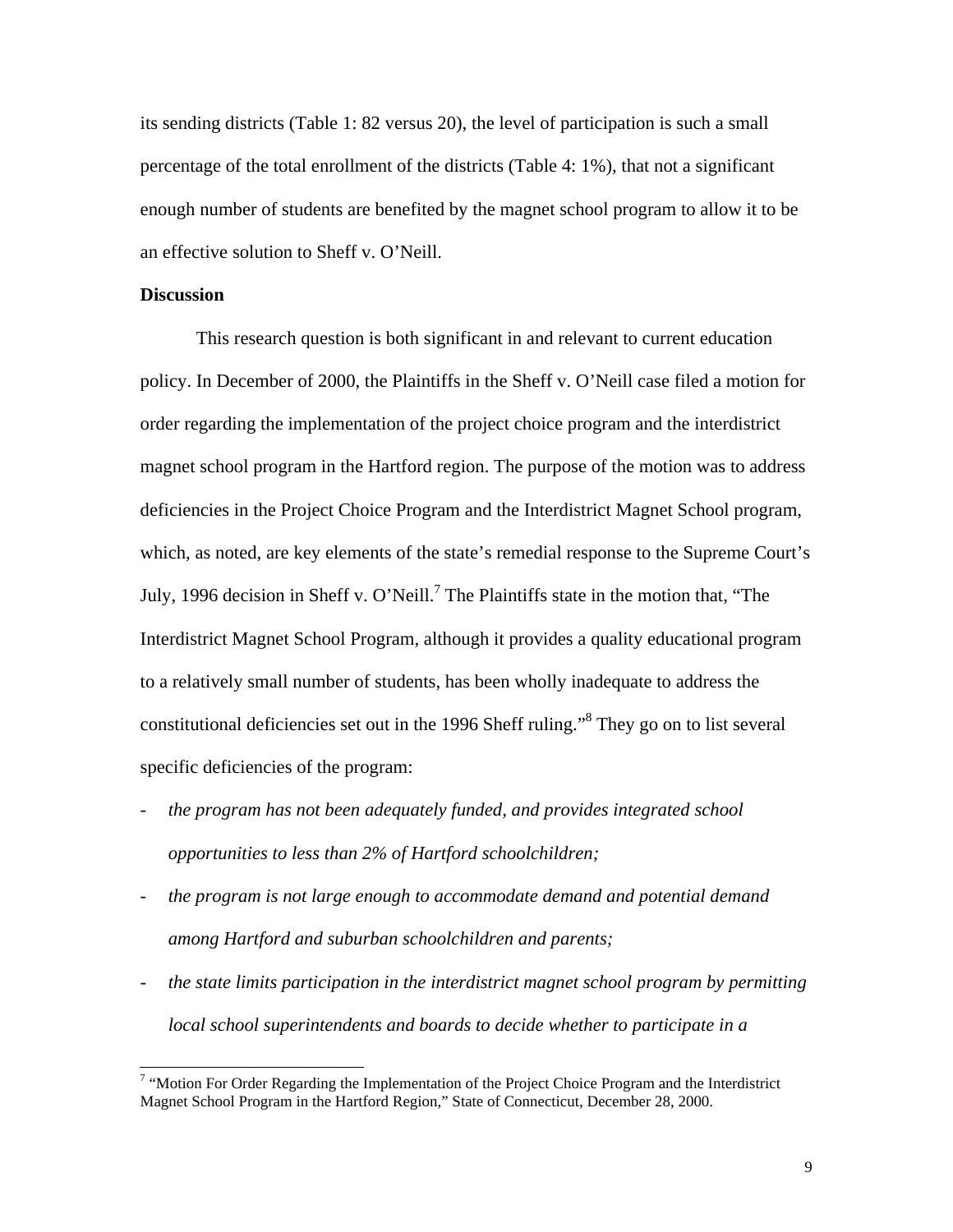its sending districts (Table 1: 82 versus 20), the level of participation is such a small percentage of the total enrollment of the districts (Table 4: 1%), that not a significant enough number of students are benefited by the magnet school program to allow it to be an effective solution to Sheff v. O'Neill.

**Discussion**

This research question is both significant in and relevant to current education policy. In December of 2000, the Plaintiffs in the Sheff v. O'Neill case filed a motion for order regarding the implementation of the project choice program and the interdistrict magnet school program in the Hartford region. The purpose of the motion was to address deficiencies in the Project Choice Program and the Interdistrict Magnet School program, which, as noted, are key elements of the state's remedial response to the Supreme Court's July, 1996 decision in Sheff v. O'Neill.[7] The Plaintiffs state in the motion that, "The Interdistrict Magnet School Program, although it provides a quality educational program to a relatively small number of students, has been wholly inadequate to address the constitutional deficiencies set out in the 1996 Sheff ruling."[8] They go on to list several specific deficiencies of the program:

- *the program has not been adequately funded, and provides integrated school opportunities to less than 2% of Hartford schoolchildren;*
- *the program is not large enough to accommodate demand and potential demand among Hartford and suburban schoolchildren and parents;*
- *the state limits participation in the interdistrict magnet school program by permitting local school superintendents and boards to decide whether to participate in a*

[7] "Motion For Order Regarding the Implementation of the Project Choice Program and the Interdistrict Magnet School Program in the Hartford Region," State of Connecticut, December 28, 2000.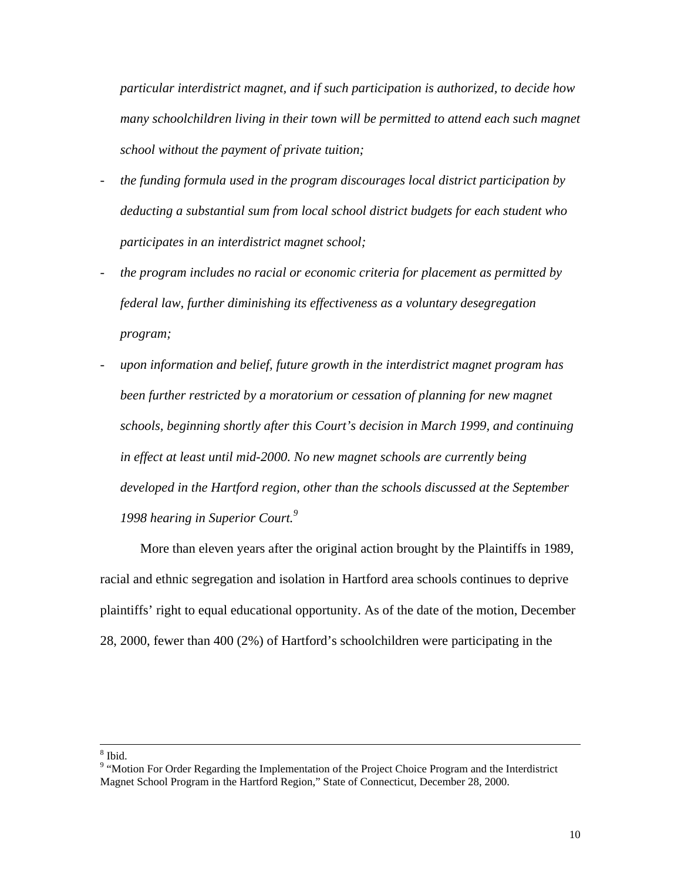*particular interdistrict magnet, and if such participation is authorized, to decide how many schoolchildren living in their town will be permitted to attend each such magnet school without the payment of private tuition;*

- *the funding formula used in the program discourages local district participation by deducting a substantial sum from local school district budgets for each student who participates in an interdistrict magnet school;*
- *the program includes no racial or economic criteria for placement as permitted by federal law, further diminishing its effectiveness as a voluntary desegregation program;*
- *upon information and belief, future growth in the interdistrict magnet program has been further restricted by a moratorium or cessation of planning for new magnet schools, beginning shortly after this Court's decision in March 1999, and continuing in effect at least until mid-2000. No new magnet schools are currently being developed in the Hartford region, other than the schools discussed at the September 1998 hearing in Superior Court.*[9]

More than eleven years after the original action brought by the Plaintiffs in 1989, racial and ethnic segregation and isolation in Hartford area schools continues to deprive plaintiffs' right to equal educational opportunity. As of the date of the motion, December 28, 2000, fewer than 400 (2%) of Hartford's schoolchildren were participating in the

---

[8] Ibid.

[9] "Motion For Order Regarding the Implementation of the Project Choice Program and the Interdistrict Magnet School Program in the Hartford Region," State of Connecticut, December 28, 2000.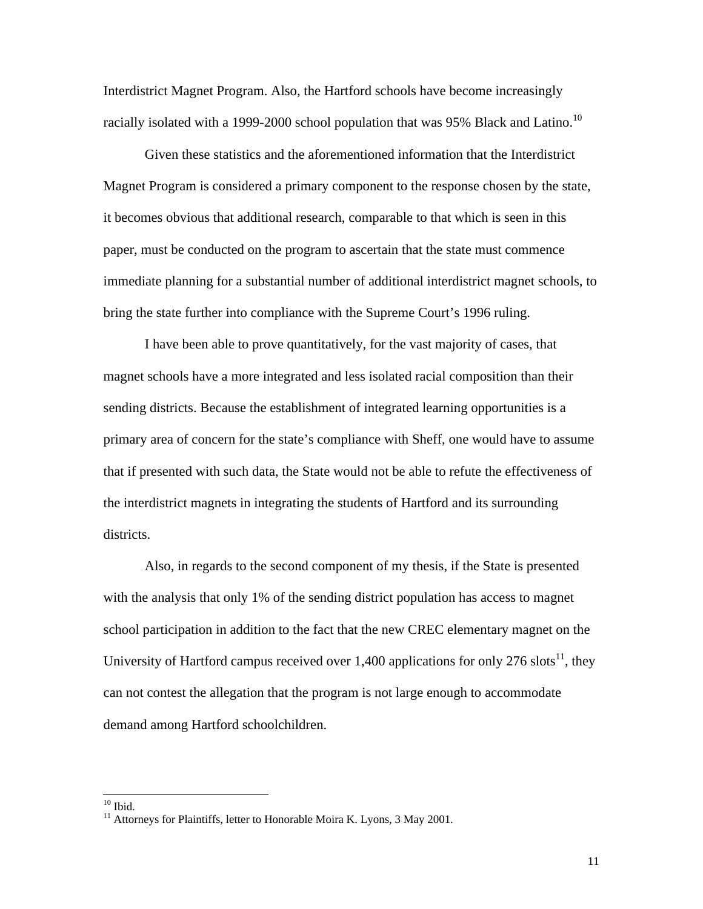Interdistrict Magnet Program. Also, the Hartford schools have become increasingly racially isolated with a 1999-2000 school population that was 95% Black and Latino.[10]

Given these statistics and the aforementioned information that the Interdistrict Magnet Program is considered a primary component to the response chosen by the state, it becomes obvious that additional research, comparable to that which is seen in this paper, must be conducted on the program to ascertain that the state must commence immediate planning for a substantial number of additional interdistrict magnet schools, to bring the state further into compliance with the Supreme Court's 1996 ruling.

I have been able to prove quantitatively, for the vast majority of cases, that magnet schools have a more integrated and less isolated racial composition than their sending districts. Because the establishment of integrated learning opportunities is a primary area of concern for the state's compliance with Sheff, one would have to assume that if presented with such data, the State would not be able to refute the effectiveness of the interdistrict magnets in integrating the students of Hartford and its surrounding districts.

Also, in regards to the second component of my thesis, if the State is presented with the analysis that only 1% of the sending district population has access to magnet school participation in addition to the fact that the new CREC elementary magnet on the University of Hartford campus received over 1,400 applications for only 276 slots[11], they can not contest the allegation that the program is not large enough to accommodate demand among Hartford schoolchildren.

---

[10] Ibid.

[11] Attorneys for Plaintiffs, letter to Honorable Moira K. Lyons, 3 May 2001.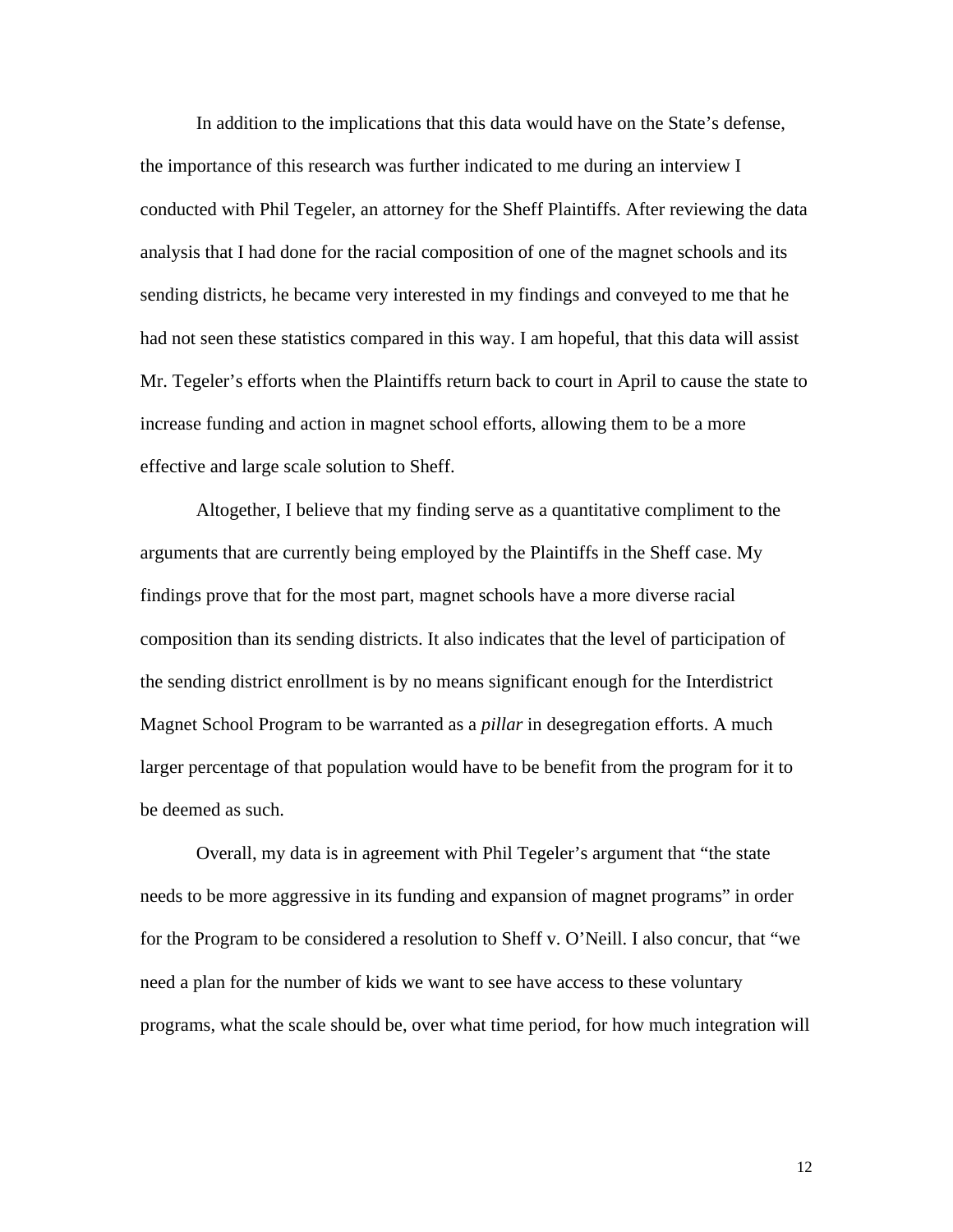In addition to the implications that this data would have on the State's defense, the importance of this research was further indicated to me during an interview I conducted with Phil Tegeler, an attorney for the Sheff Plaintiffs. After reviewing the data analysis that I had done for the racial composition of one of the magnet schools and its sending districts, he became very interested in my findings and conveyed to me that he had not seen these statistics compared in this way. I am hopeful, that this data will assist Mr. Tegeler's efforts when the Plaintiffs return back to court in April to cause the state to increase funding and action in magnet school efforts, allowing them to be a more effective and large scale solution to Sheff.

Altogether, I believe that my finding serve as a quantitative compliment to the arguments that are currently being employed by the Plaintiffs in the Sheff case. My findings prove that for the most part, magnet schools have a more diverse racial composition than its sending districts. It also indicates that the level of participation of the sending district enrollment is by no means significant enough for the Interdistrict Magnet School Program to be warranted as a *pillar* in desegregation efforts. A much larger percentage of that population would have to be benefit from the program for it to be deemed as such.

Overall, my data is in agreement with Phil Tegeler's argument that "the state needs to be more aggressive in its funding and expansion of magnet programs" in order for the Program to be considered a resolution to Sheff v. O'Neill. I also concur, that "we need a plan for the number of kids we want to see have access to these voluntary programs, what the scale should be, over what time period, for how much integration will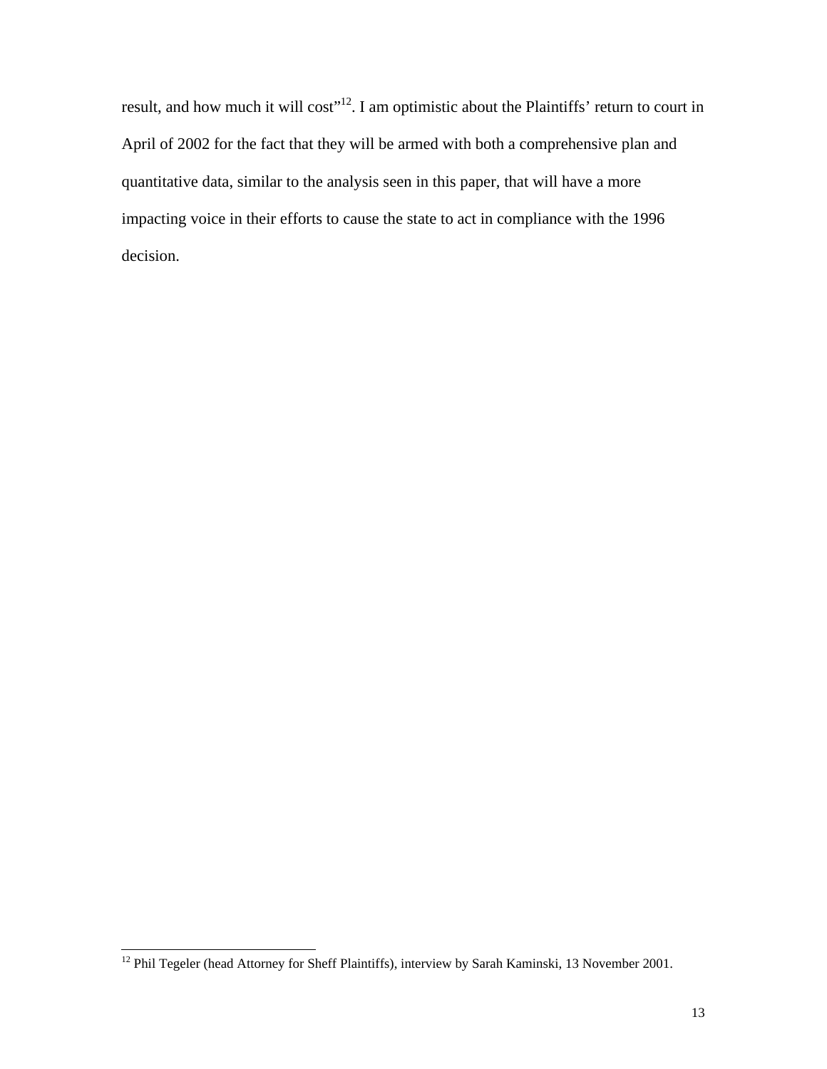result, and how much it will cost"[12]. I am optimistic about the Plaintiffs' return to court in April of 2002 for the fact that they will be armed with both a comprehensive plan and quantitative data, similar to the analysis seen in this paper, that will have a more impacting voice in their efforts to cause the state to act in compliance with the 1996 decision.

---

[12] Phil Tegeler (head Attorney for Sheff Plaintiffs), interview by Sarah Kaminski, 13 November 2001.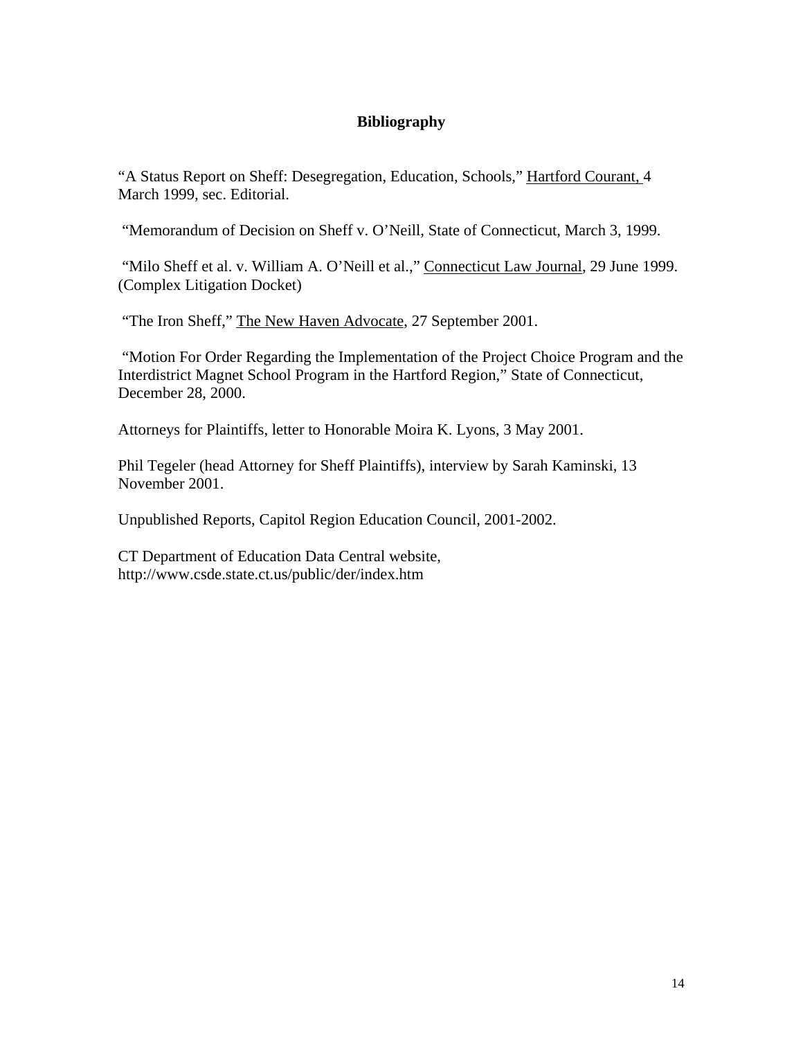# Bibliography

"A Status Report on Sheff: Desegregation, Education, Schools," Hartford Courant, 4 March 1999, sec. Editorial.

"Memorandum of Decision on Sheff v. O'Neill, State of Connecticut, March 3, 1999.

"Milo Sheff et al. v. William A. O'Neill et al.," Connecticut Law Journal, 29 June 1999. (Complex Litigation Docket)

"The Iron Sheff," The New Haven Advocate, 27 September 2001.

"Motion For Order Regarding the Implementation of the Project Choice Program and the Interdistrict Magnet School Program in the Hartford Region," State of Connecticut, December 28, 2000.

Attorneys for Plaintiffs, letter to Honorable Moira K. Lyons, 3 May 2001.

Phil Tegeler (head Attorney for Sheff Plaintiffs), interview by Sarah Kaminski, 13 November 2001.

Unpublished Reports, Capitol Region Education Council, 2001-2002.

CT Department of Education Data Central website, http://www.csde.state.ct.us/public/der/index.htm